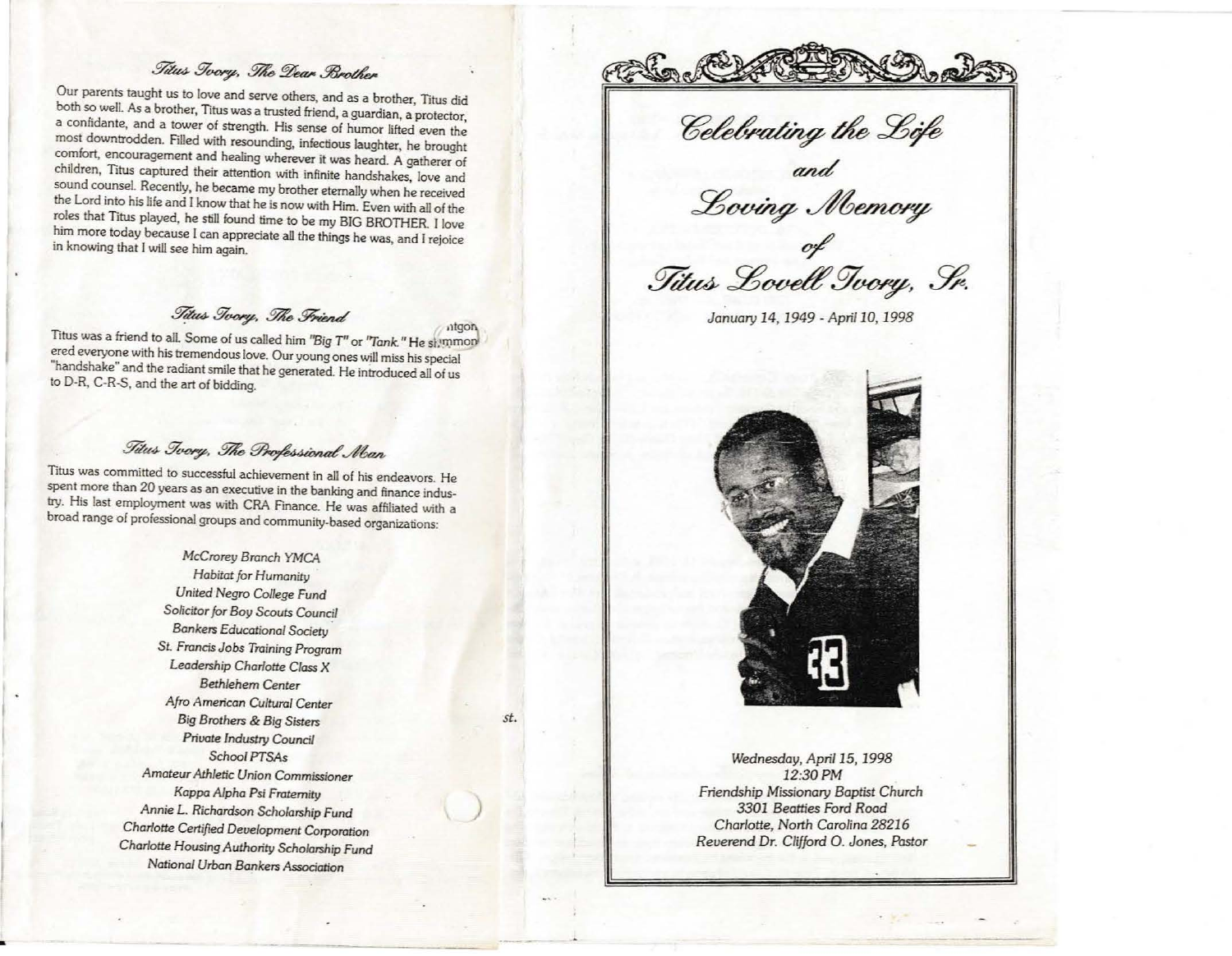## Titus Ivory, The Dear Brother

Our parents taught us to love and serve others, and as a brother, Titus did both so well. As a brother, Titus was a trusted friend, a guardian, a protector, a confidante, and a tower of strength. His sense of humor lifted even the most downtrodden. Filled with resounding, infectious laughter, he brought comfort, encouragement and healing wherever it was heard. A gatherer of children, Titus captured their attention with infinite handshakes, love and sound counsel. Recently, he became my brother eternally when he received the Lord into his life and I know that he is now with Him. Even with all of the roles that Titus played, he still found time to be my BIG BROTHER. I love him more today because I can appreciate all the things he was, and I rejoice in knowing that I will see him again.

## Titus Ivory, The Friend

Titus was a friend to all. Some of us called him *"Big T"* or *"Tank."* He showered everyone with his tremendous love. Our young ones will miss his special "handshake" and the radiant smile that he generated. He introduced all of us to D-R, C-R-S, and the art of bidding.

## Titus Ivory, The Professional Man

Titus was committed to successful achievement in all of his endeavors. He spent more than 20 years as an executive in the banking and finance industry. His last employment was with CRA Finance. He was affiliated with a broad range of professional groups and community-based organizations:

*McCrorey Branch YMCA*
*Habitat for Humanity*
*United Negro College Fund*
*Solicitor for Boy Scouts Council*
*Bankers Educational Society*
*St. Francis Jobs Training Program*
*Leadership Charlotte Class X*
*Bethlehem Center*
*Afro American Cultural Center*
*Big Brothers & Big Sisters*
*Private Industry Council*
*School PTSAs*
*Amateur Athletic Union Commissioner*
*Kappa Alpha Psi Fraternity*
*Annie L. Richardson Scholarship Fund*
*Charlotte Certified Development Corporation*
*Charlotte Housing Authority Scholarship Fund*
*National Urban Bankers Association*

# Celebrating the Life and Loving Memory of Titus Lovell Ivory, Sr.

*January 14, 1949 - April 10, 1998*

*Wednesday, April 15, 1998*
*12:30 PM*
*Friendship Missionary Baptist Church*
*3301 Beatties Ford Road*
*Charlotte, North Carolina 28216*
*Reverend Dr. Clifford O. Jones, Pastor*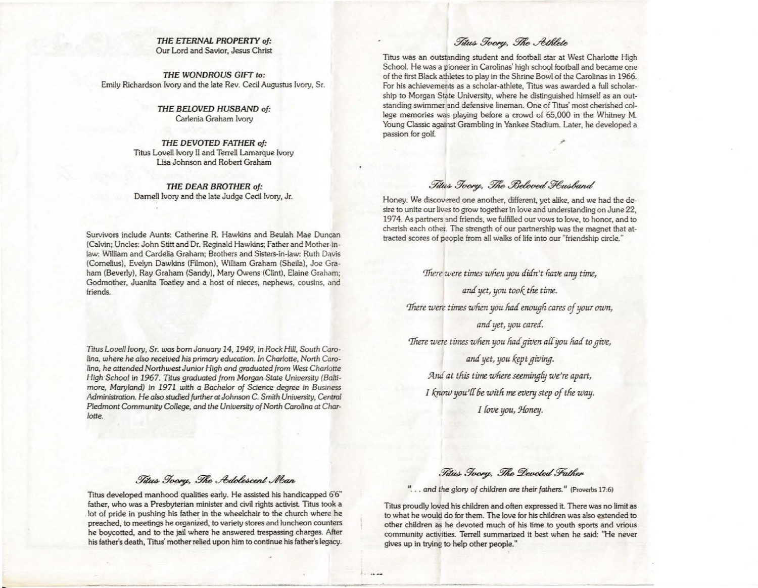***THE ETERNAL PROPERTY of:***
Our Lord and Savior, Jesus Christ

***THE WONDROUS GIFT to:***
Emily Richardson Ivory and the late Rev. Cecil Augustus Ivory, Sr.

***THE BELOVED HUSBAND of:***
Carlenia Graham Ivory

***THE DEVOTED FATHER of:***
Titus Lovell Ivory II and Terrell Lamarque Ivory
Lisa Johnson and Robert Graham

***THE DEAR BROTHER of:***
Darnell Ivory and the late Judge Cecil Ivory, Jr.

Survivors include Aunts: Catherine R. Hawkins and Beulah Mae Duncan (Calvin; Uncles: John Stitt and Dr. Reginald Hawkins; Father and Mother-in-law: William and Cardelia Graham; Brothers and Sisters-in-law: Ruth Davis (Cornelius), Evelyn Dawkins (Filmon), William Graham (Sheila), Joe Graham (Beverly), Ray Graham (Sandy), Mary Owens (Clint), Elaine Graham; Godmother, Juanita Toatley and a host of nieces, nephews, cousins, and friends.

*Titus Lovell Ivory, Sr. was born January 14, 1949, in Rock Hill, South Carolina, where he also received his primary education. In Charlotte, North Carolina, he attended Northwest Junior High and graduated from West Charlotte High School in 1967. Titus graduated from Morgan State University (Baltimore, Maryland) in 1971 with a Bachelor of Science degree in Business Administration. He also studied further at Johnson C. Smith University, Central Piedmont Community College, and the University of North Carolina at Charlotte.*

## *Titus Ivory, The Adolescent Man*

Titus developed manhood qualities early. He assisted his handicapped 6'6" father, who was a Presbyterian minister and civil rights activist. Titus took a lot of pride in pushing his father in the wheelchair to the church where he preached, to meetings he organized, to variety stores and luncheon counters he boycotted, and to the jail where he answered trespassing charges. After his father's death, Titus' mother relied upon him to continue his father's legacy.

## *Titus Ivory, The Athlete*

Titus was an outstanding student and football star at West Charlotte High School. He was a pioneer in Carolinas' high school football and became one of the first Black athletes to play in the Shrine Bowl of the Carolinas in 1966. For his achievements as a scholar-athlete, Titus was awarded a full scholarship to Morgan State University, where he distinguished himself as an outstanding swimmer and defensive lineman. One of Titus' most cherished college memories was playing before a crowd of 65,000 in the Whitney M. Young Classic against Grambling in Yankee Stadium. Later, he developed a passion for golf.

## *Titus Ivory, The Beloved Husband*

Honey. We discovered one another, different, yet alike, and we had the desire to unite our lives to grow together in love and understanding on June 22, 1974. As partners and friends, we fulfilled our vows to love, to honor, and to cherish each other. The strength of our partnership was the magnet that attracted scores of people from all walks of life into our "friendship circle."

*There were times when you didn't have any time,*
*and yet, you took the time.*
*There were times when you had enough cares of your own,*
*and yet, you cared.*
*There were times when you had given all you had to give,*
*and yet, you kept giving.*
*And at this time where seemingly we're apart,*
*I know you'll be with me every step of the way.*
*I love you, Honey.*

## *Titus Ivory, The Devoted Father*

*". . . and the glory of children are their fathers."* (Proverbs 17:6)

Titus proudly loved his children and often expressed it. There was no limit as to what he would do for them. The love for his children was also extended to other children as he devoted much of his time to youth sports and vrious community activities. Terrell summarized it best when he said: "He never gives up in trying to help other people."